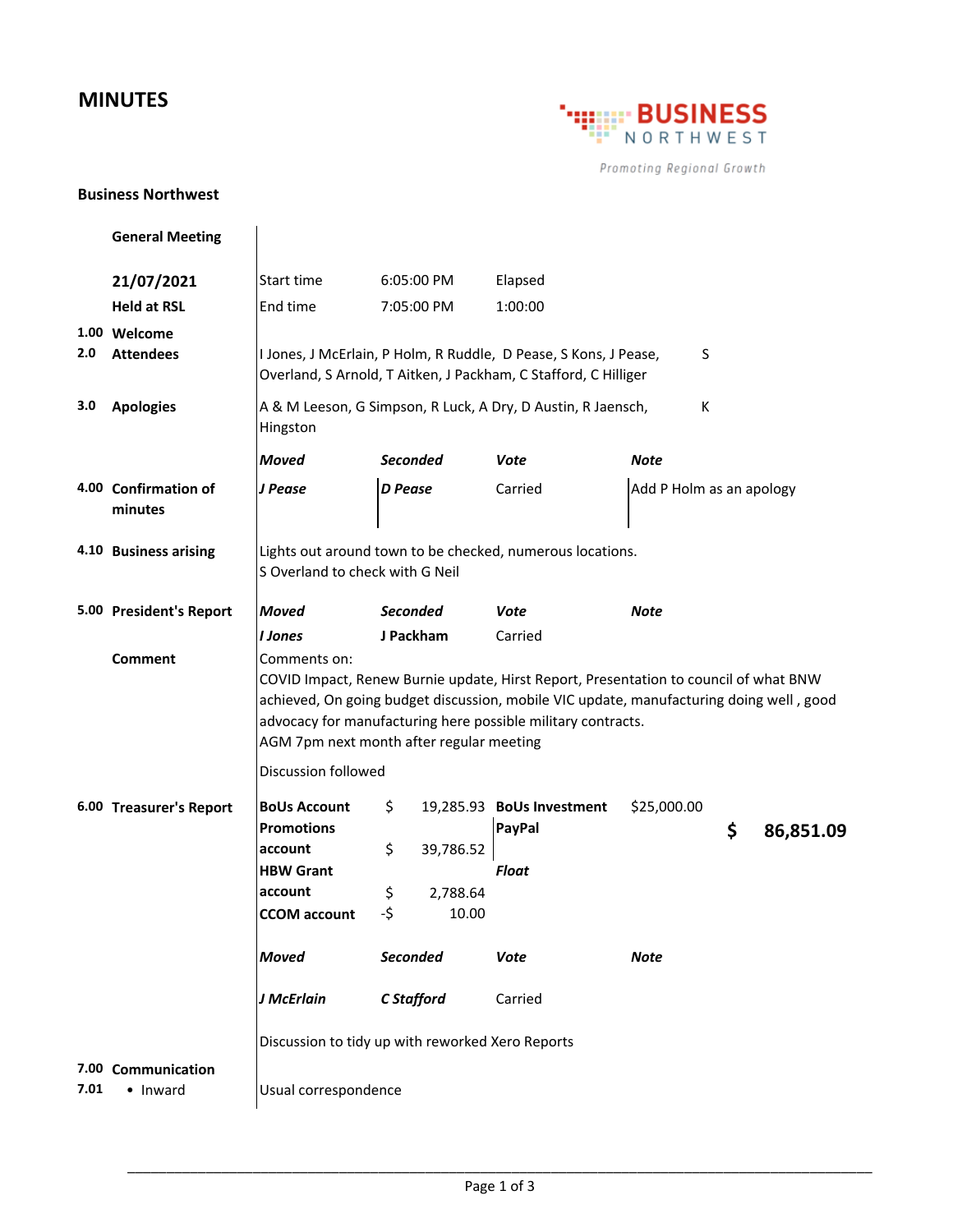# MINUTES

BUSINESS NORTHWEST

*Promoting Regional Growth*

**Business Northwest**

**General Meeting**

**21/07/2021**

**Held at RSL**

| | |
|---|---|
| Start time | 6:05:00 PM |
| End time | 7:05:00 PM |
| Elapsed | 1:00:00 |

**1.00 Welcome**

**2.0 Attendees**

I Jones, J McErlain, P Holm, R Ruddle, D Pease, S Kons, J Pease, S Overland, S Arnold, T Aitken, J Packham, C Stafford, C Hilliger

**3.0 Apologies**

A & M Leeson, G Simpson, R Luck, A Dry, D Austin, R Jaensch, K Hingston

**4.00 Confirmation of minutes**

| *Moved* | *Seconded* | *Vote* | *Note* |
|---|---|---|---|
| *J Pease* | *D Pease* | Carried | Add P Holm as an apology |

**4.10 Business arising**

Lights out around town to be checked, numerous locations.
S Overland to check with G Neil

**5.00 President's Report**

| *Moved* | *Seconded* | *Vote* | *Note* |
|---|---|---|---|
| *I Jones* | **J Packham** | Carried | |

**Comment**

Comments on:
COVID Impact, Renew Burnie update, Hirst Report, Presentation to council of what BNW achieved, On going budget discussion, mobile VIC update, manufacturing doing well , good advocacy for manufacturing here possible military contracts.
AGM 7pm next month after regular meeting

Discussion followed

**6.00 Treasurer's Report**

| | | | |
|---|---|---|---|
| **BoUs Account** | $ 19,285.93 | **BoUs Investment** | $25,000.00 |
| **Promotions account** | $ 39,786.52 | **PayPal** | |
| **HBW Grant account** | $ 2,788.64 | ***Float*** | |
| **CCOM account** | -$ 10.00 | | |

**$ 86,851.09**

| *Moved* | *Seconded* | *Vote* | *Note* |
|---|---|---|---|
| *J McErlain* | *C Stafford* | Carried | |

Discussion to tidy up with reworked Xero Reports

**7.00 Communication**

**7.01** • Inward — Usual correspondence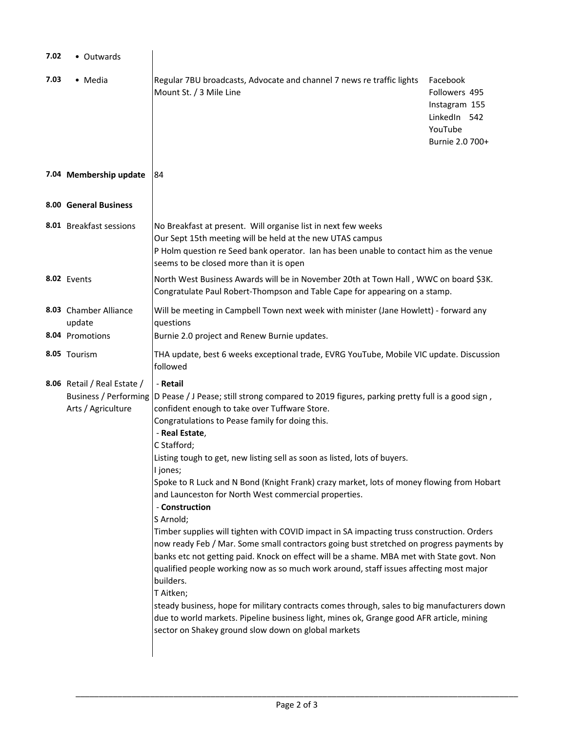| | | |
|---|---|---|
| **7.02** | • Outwards | |
| **7.03** | • Media | Regular 7BU broadcasts, Advocate and channel 7 news re traffic lights Mount St. / 3 Mile Line<br><br>Facebook Followers 495<br>Instagram 155<br>LinkedIn 542<br>YouTube<br>Burnie 2.0 700+ |
| **7.04** | **Membership update** | 84 |
| **8.00** | **General Business** | |
| **8.01** | Breakfast sessions | No Breakfast at present. Will organise list in next few weeks<br>Our Sept 15th meeting will be held at the new UTAS campus<br>P Holm question re Seed bank operator. Ian has been unable to contact him as the venue seems to be closed more than it is open |
| **8.02** | Events | North West Business Awards will be in November 20th at Town Hall , WWC on board $3K.<br>Congratulate Paul Robert-Thompson and Table Cape for appearing on a stamp. |
| **8.03** | Chamber Alliance update | Will be meeting in Campbell Town next week with minister (Jane Howlett) - forward any questions |
| **8.04** | Promotions | Burnie 2.0 project and Renew Burnie updates. |
| **8.05** | Tourism | THA update, best 6 weeks exceptional trade, EVRG YouTube, Mobile VIC update. Discussion followed |
| **8.06** | Retail / Real Estate / Business / Performing Arts / Agriculture | - **Retail**<br>D Pease / J Pease; still strong compared to 2019 figures, parking pretty full is a good sign , confident enough to take over Tuffware Store.<br>Congratulations to Pease family for doing this.<br>- **Real Estate**,<br>C Stafford;<br>Listing tough to get, new listing sell as soon as listed, lots of buyers.<br>I jones;<br>Spoke to R Luck and N Bond (Knight Frank) crazy market, lots of money flowing from Hobart and Launceston for North West commercial properties.<br>- **Construction**<br>S Arnold;<br>Timber supplies will tighten with COVID impact in SA impacting truss construction. Orders now ready Feb / Mar. Some small contractors going bust stretched on progress payments by banks etc not getting paid. Knock on effect will be a shame. MBA met with State govt. Non qualified people working now as so much work around, staff issues affecting most major builders.<br>T Aitken;<br>steady business, hope for military contracts comes through, sales to big manufacturers down due to world markets. Pipeline business light, mines ok, Grange good AFR article, mining sector on Shakey ground slow down on global markets |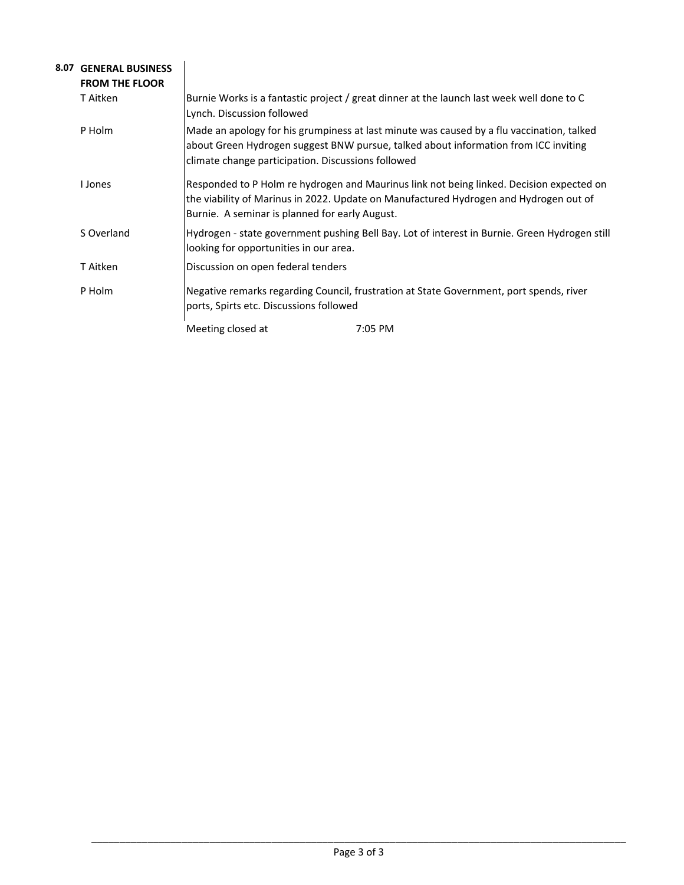| | |
|---|---|
| **8.07 GENERAL BUSINESS FROM THE FLOOR** | |
| T Aitken | Burnie Works is a fantastic project / great dinner at the launch last week well done to C Lynch. Discussion followed |
| P Holm | Made an apology for his grumpiness at last minute was caused by a flu vaccination, talked about Green Hydrogen suggest BNW pursue, talked about information from ICC inviting climate change participation. Discussions followed |
| I Jones | Responded to P Holm re hydrogen and Maurinus link not being linked. Decision expected on the viability of Marinus in 2022. Update on Manufactured Hydrogen and Hydrogen out of Burnie. A seminar is planned for early August. |
| S Overland | Hydrogen - state government pushing Bell Bay. Lot of interest in Burnie. Green Hydrogen still looking for opportunities in our area. |
| T Aitken | Discussion on open federal tenders |
| P Holm | Negative remarks regarding Council, frustration at State Government, port spends, river ports, Spirts etc. Discussions followed |
| | Meeting closed at 7:05 PM |